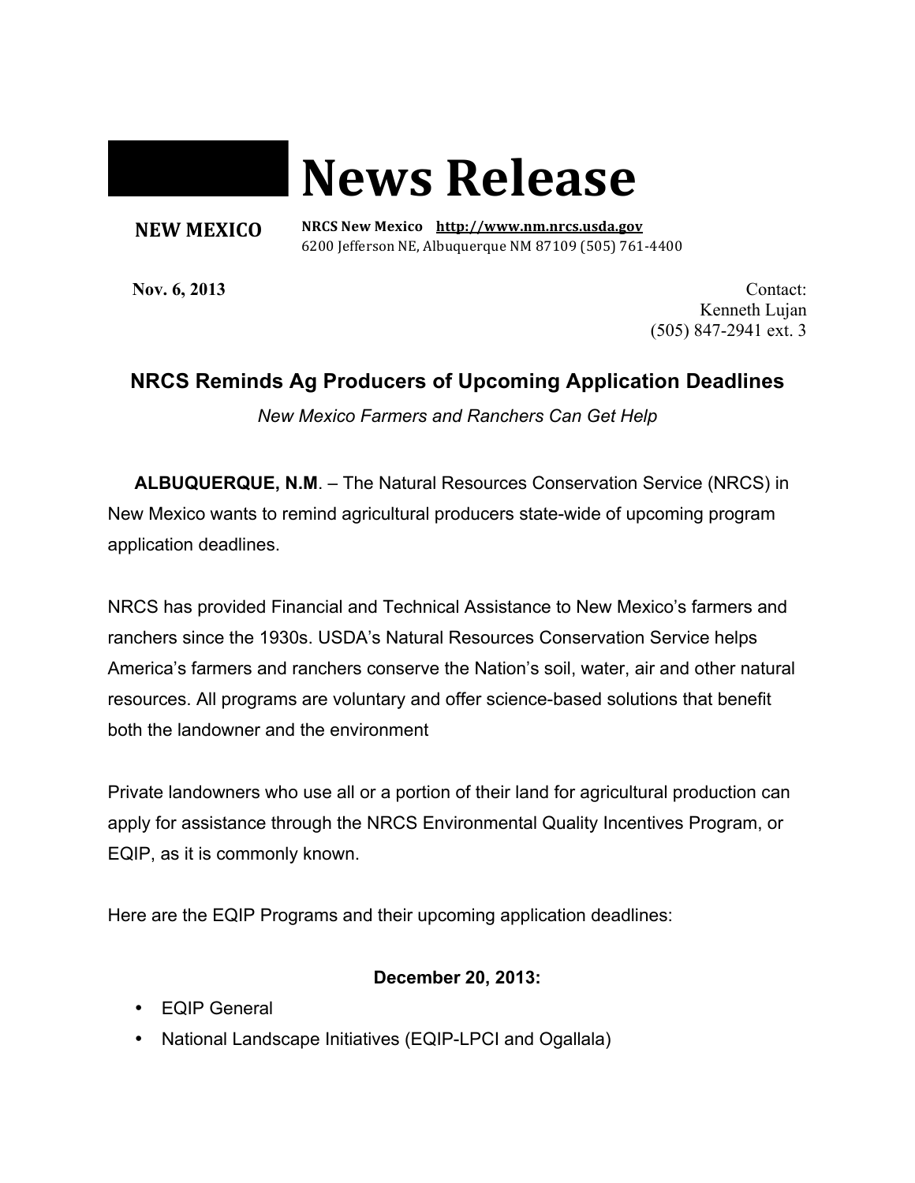# News Release

**NEW MEXICO**

**NRCS New Mexico** **http://www.nm.nrcs.usda.gov**
6200 Jefferson NE, Albuquerque NM 87109 (505) 761-4400

**Nov. 6, 2013**

Contact:
Kenneth Lujan
(505) 847-2941 ext. 3

## NRCS Reminds Ag Producers of Upcoming Application Deadlines

*New Mexico Farmers and Ranchers Can Get Help*

**ALBUQUERQUE, N.M**. – The Natural Resources Conservation Service (NRCS) in New Mexico wants to remind agricultural producers state-wide of upcoming program application deadlines.

NRCS has provided Financial and Technical Assistance to New Mexico's farmers and ranchers since the 1930s. USDA's Natural Resources Conservation Service helps America's farmers and ranchers conserve the Nation's soil, water, air and other natural resources. All programs are voluntary and offer science-based solutions that benefit both the landowner and the environment

Private landowners who use all or a portion of their land for agricultural production can apply for assistance through the NRCS Environmental Quality Incentives Program, or EQIP, as it is commonly known.

Here are the EQIP Programs and their upcoming application deadlines:

**December 20, 2013:**

- EQIP General
- National Landscape Initiatives (EQIP-LPCI and Ogallala)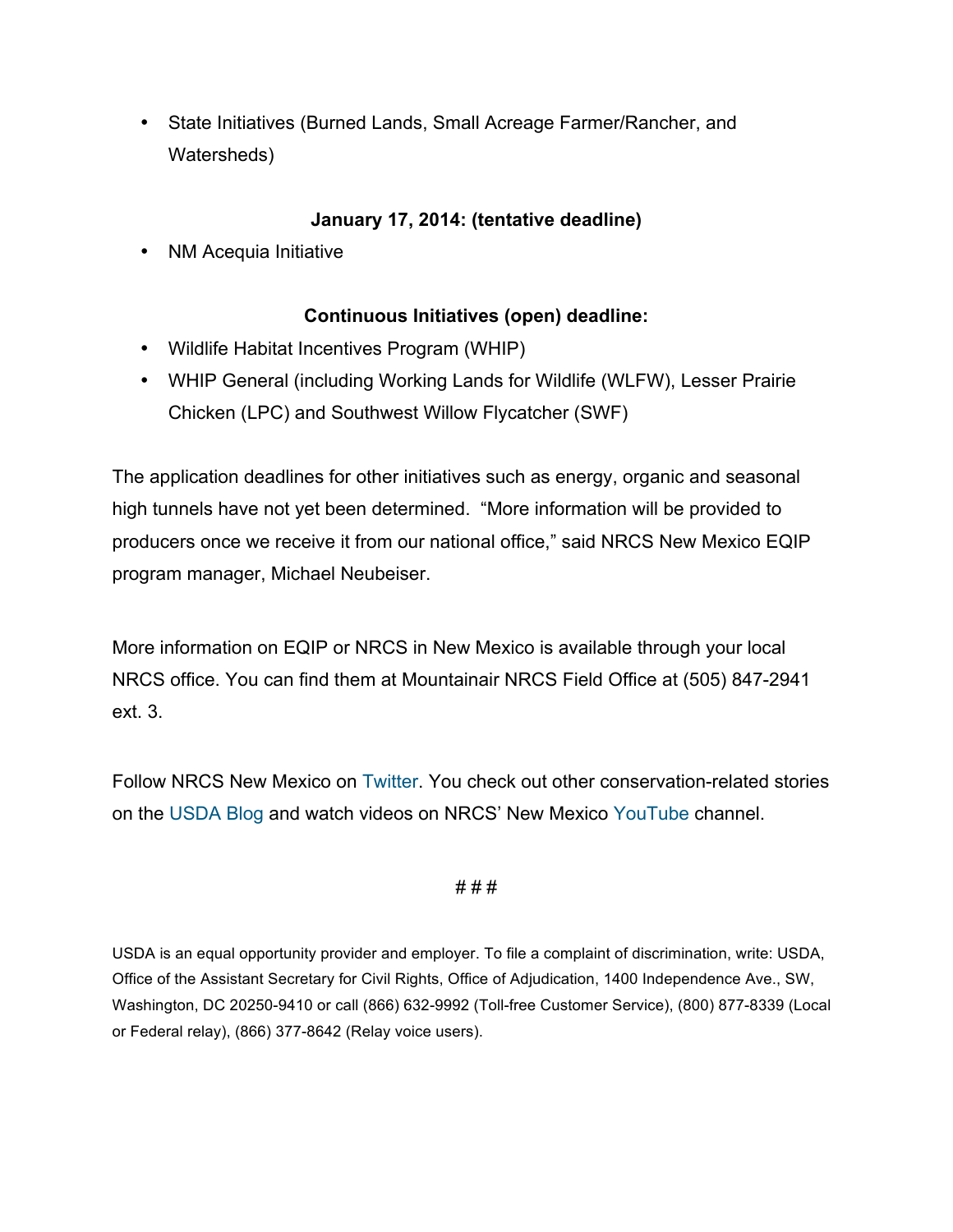- State Initiatives (Burned Lands, Small Acreage Farmer/Rancher, and Watersheds)

**January 17, 2014: (tentative deadline)**

- NM Acequia Initiative

**Continuous Initiatives (open) deadline:**

- Wildlife Habitat Incentives Program (WHIP)
- WHIP General (including Working Lands for Wildlife (WLFW), Lesser Prairie Chicken (LPC) and Southwest Willow Flycatcher (SWF)

The application deadlines for other initiatives such as energy, organic and seasonal high tunnels have not yet been determined. "More information will be provided to producers once we receive it from our national office," said NRCS New Mexico EQIP program manager, Michael Neubeiser.

More information on EQIP or NRCS in New Mexico is available through your local NRCS office. You can find them at Mountainair NRCS Field Office at (505) 847-2941 ext. 3.

Follow NRCS New Mexico on Twitter. You check out other conservation-related stories on the USDA Blog and watch videos on NRCS' New Mexico YouTube channel.

# # #

USDA is an equal opportunity provider and employer. To file a complaint of discrimination, write: USDA, Office of the Assistant Secretary for Civil Rights, Office of Adjudication, 1400 Independence Ave., SW, Washington, DC 20250-9410 or call (866) 632-9992 (Toll-free Customer Service), (800) 877-8339 (Local or Federal relay), (866) 377-8642 (Relay voice users).